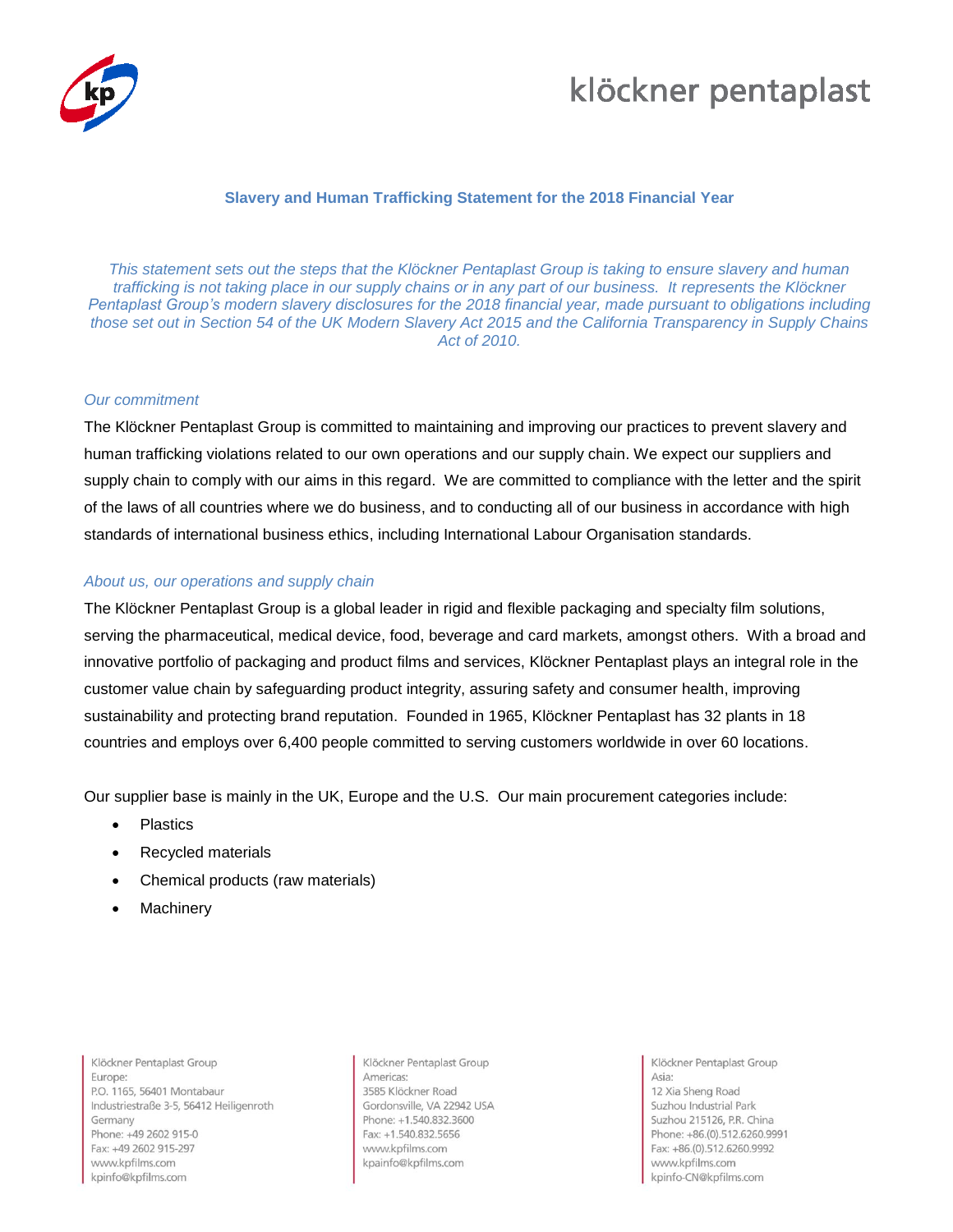# Slavery and Human Trafficking Statement for the 2018 Financial Year

*This statement sets out the steps that the Klöckner Pentaplast Group is taking to ensure slavery and human trafficking is not taking place in our supply chains or in any part of our business. It represents the Klöckner Pentaplast Group's modern slavery disclosures for the 2018 financial year, made pursuant to obligations including those set out in Section 54 of the UK Modern Slavery Act 2015 and the California Transparency in Supply Chains Act of 2010.*

### *Our commitment*

The Klöckner Pentaplast Group is committed to maintaining and improving our practices to prevent slavery and human trafficking violations related to our own operations and our supply chain. We expect our suppliers and supply chain to comply with our aims in this regard. We are committed to compliance with the letter and the spirit of the laws of all countries where we do business, and to conducting all of our business in accordance with high standards of international business ethics, including International Labour Organisation standards.

### *About us, our operations and supply chain*

The Klöckner Pentaplast Group is a global leader in rigid and flexible packaging and specialty film solutions, serving the pharmaceutical, medical device, food, beverage and card markets, amongst others. With a broad and innovative portfolio of packaging and product films and services, Klöckner Pentaplast plays an integral role in the customer value chain by safeguarding product integrity, assuring safety and consumer health, improving sustainability and protecting brand reputation. Founded in 1965, Klöckner Pentaplast has 32 plants in 18 countries and employs over 6,400 people committed to serving customers worldwide in over 60 locations.

Our supplier base is mainly in the UK, Europe and the U.S. Our main procurement categories include:

- Plastics
- Recycled materials
- Chemical products (raw materials)
- Machinery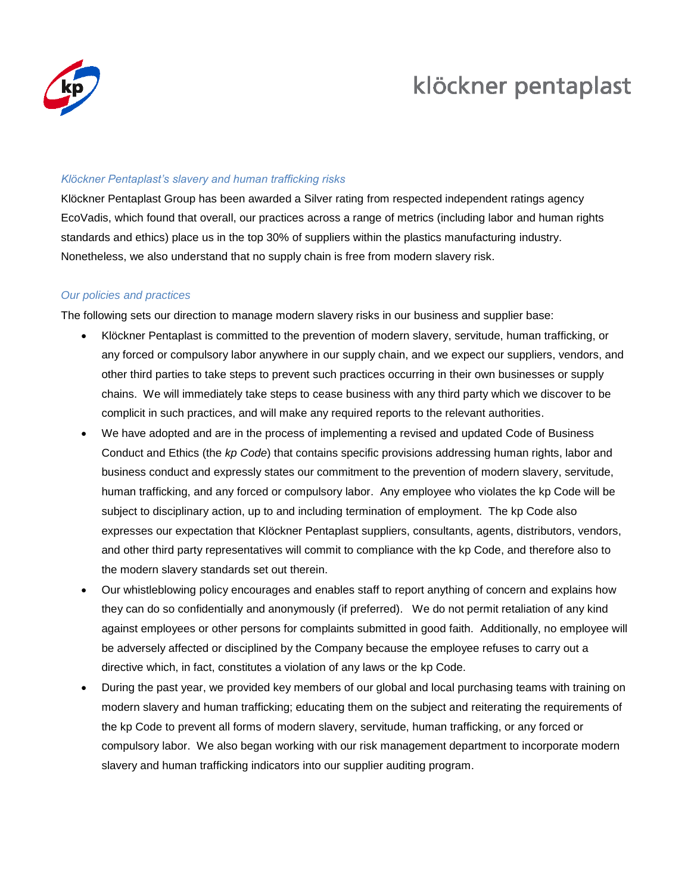*Klöckner Pentaplast's slavery and human trafficking risks*

Klöckner Pentaplast Group has been awarded a Silver rating from respected independent ratings agency EcoVadis, which found that overall, our practices across a range of metrics (including labor and human rights standards and ethics) place us in the top 30% of suppliers within the plastics manufacturing industry. Nonetheless, we also understand that no supply chain is free from modern slavery risk.

*Our policies and practices*

The following sets our direction to manage modern slavery risks in our business and supplier base:

- Klöckner Pentaplast is committed to the prevention of modern slavery, servitude, human trafficking, or any forced or compulsory labor anywhere in our supply chain, and we expect our suppliers, vendors, and other third parties to take steps to prevent such practices occurring in their own businesses or supply chains. We will immediately take steps to cease business with any third party which we discover to be complicit in such practices, and will make any required reports to the relevant authorities.
- We have adopted and are in the process of implementing a revised and updated Code of Business Conduct and Ethics (the *kp Code*) that contains specific provisions addressing human rights, labor and business conduct and expressly states our commitment to the prevention of modern slavery, servitude, human trafficking, and any forced or compulsory labor. Any employee who violates the kp Code will be subject to disciplinary action, up to and including termination of employment. The kp Code also expresses our expectation that Klöckner Pentaplast suppliers, consultants, agents, distributors, vendors, and other third party representatives will commit to compliance with the kp Code, and therefore also to the modern slavery standards set out therein.
- Our whistleblowing policy encourages and enables staff to report anything of concern and explains how they can do so confidentially and anonymously (if preferred). We do not permit retaliation of any kind against employees or other persons for complaints submitted in good faith. Additionally, no employee will be adversely affected or disciplined by the Company because the employee refuses to carry out a directive which, in fact, constitutes a violation of any laws or the kp Code.
- During the past year, we provided key members of our global and local purchasing teams with training on modern slavery and human trafficking; educating them on the subject and reiterating the requirements of the kp Code to prevent all forms of modern slavery, servitude, human trafficking, or any forced or compulsory labor. We also began working with our risk management department to incorporate modern slavery and human trafficking indicators into our supplier auditing program.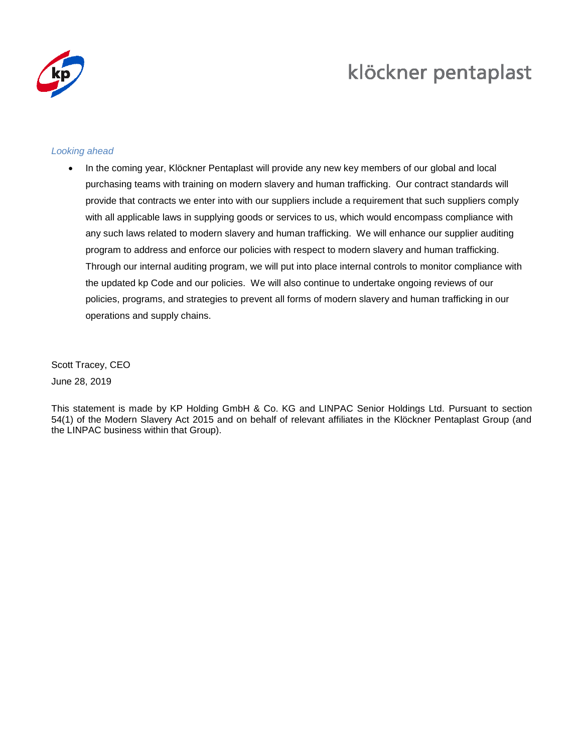*Looking ahead*

- In the coming year, Klöckner Pentaplast will provide any new key members of our global and local purchasing teams with training on modern slavery and human trafficking. Our contract standards will provide that contracts we enter into with our suppliers include a requirement that such suppliers comply with all applicable laws in supplying goods or services to us, which would encompass compliance with any such laws related to modern slavery and human trafficking. We will enhance our supplier auditing program to address and enforce our policies with respect to modern slavery and human trafficking. Through our internal auditing program, we will put into place internal controls to monitor compliance with the updated kp Code and our policies. We will also continue to undertake ongoing reviews of our policies, programs, and strategies to prevent all forms of modern slavery and human trafficking in our operations and supply chains.

Scott Tracey, CEO

June 28, 2019

This statement is made by KP Holding GmbH & Co. KG and LINPAC Senior Holdings Ltd. Pursuant to section 54(1) of the Modern Slavery Act 2015 and on behalf of relevant affiliates in the Klöckner Pentaplast Group (and the LINPAC business within that Group).